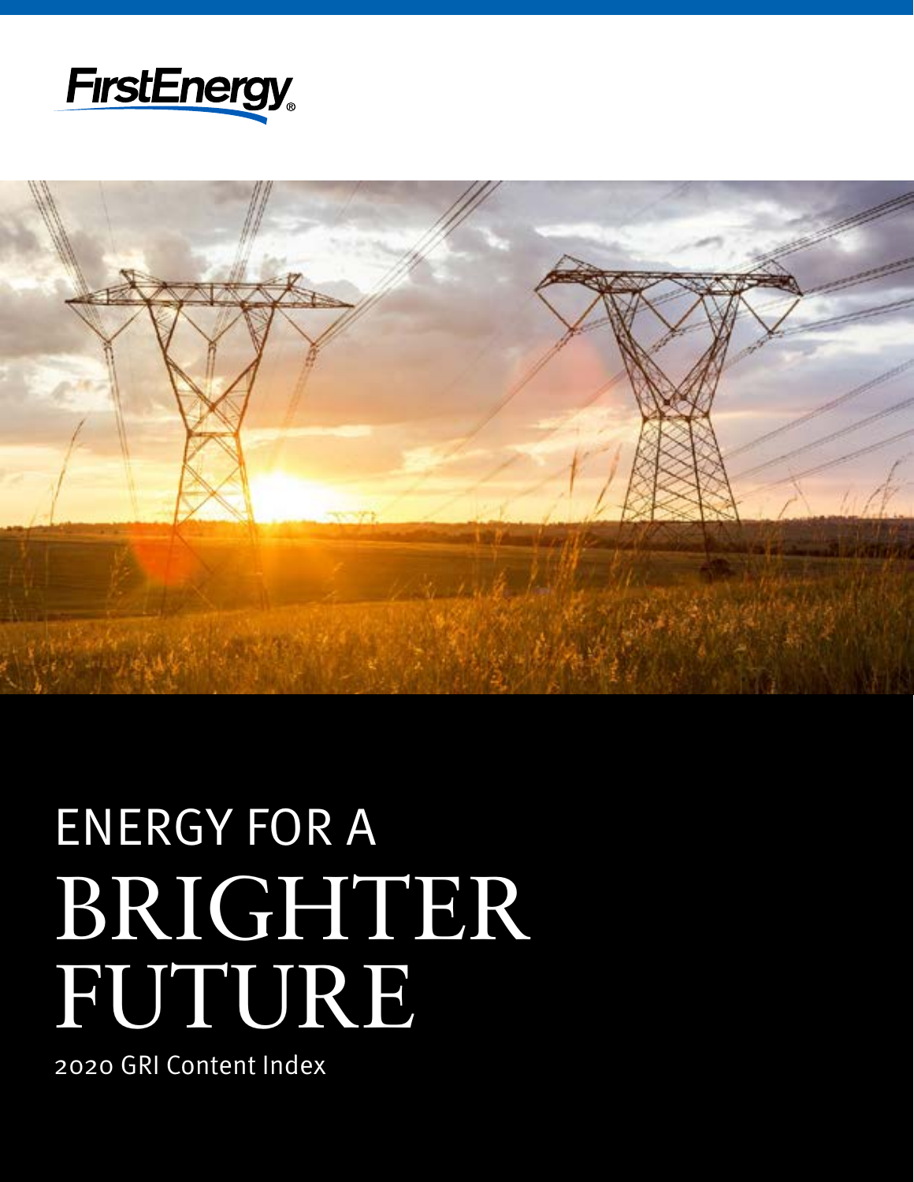FirstEnergy

# ENERGY FOR A BRIGHTER FUTURE

2020 GRI Content Index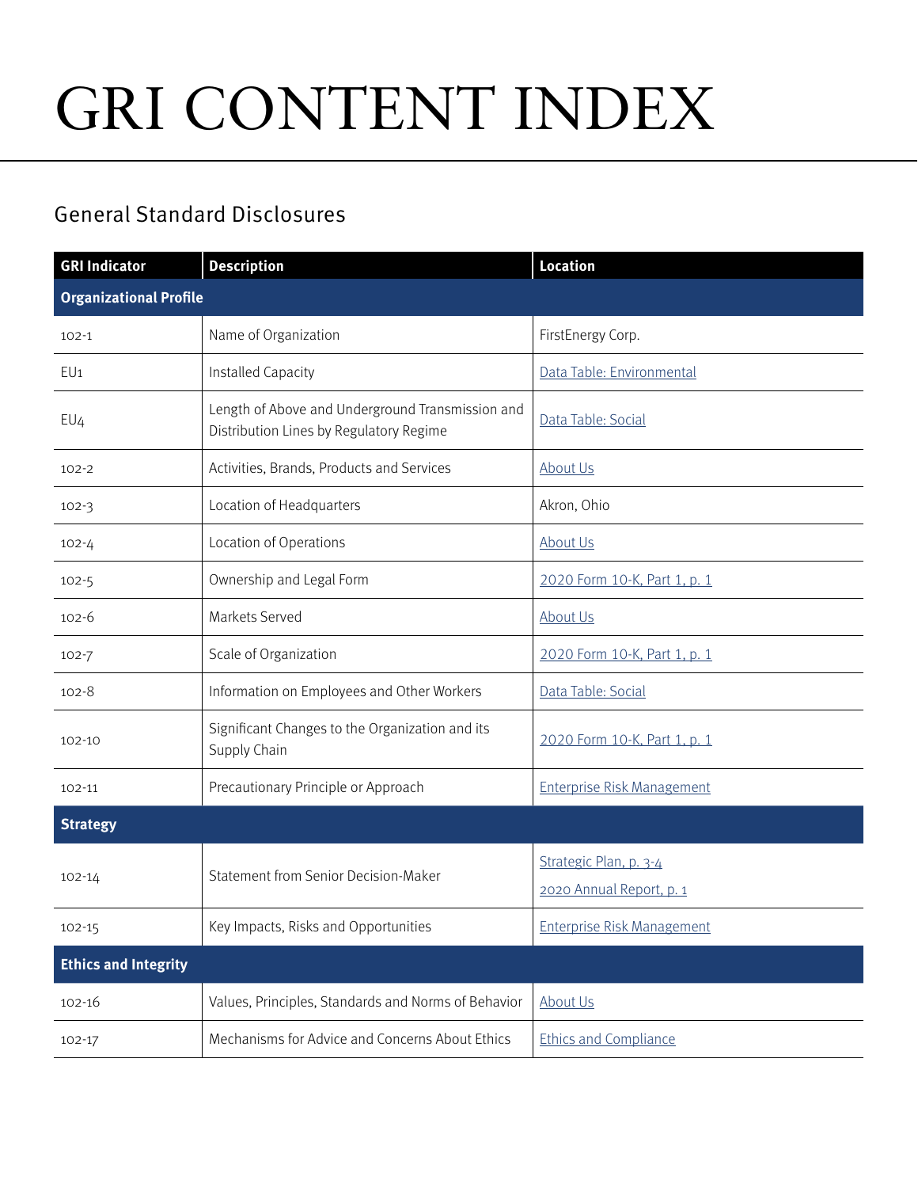# GRI CONTENT INDEX

## General Standard Disclosures

| GRI Indicator | Description | Location |
|---|---|---|
| **Organizational Profile** | | |
| 102-1 | Name of Organization | FirstEnergy Corp. |
| EU1 | Installed Capacity | Data Table: Environmental |
| EU4 | Length of Above and Underground Transmission and Distribution Lines by Regulatory Regime | Data Table: Social |
| 102-2 | Activities, Brands, Products and Services | About Us |
| 102-3 | Location of Headquarters | Akron, Ohio |
| 102-4 | Location of Operations | About Us |
| 102-5 | Ownership and Legal Form | 2020 Form 10-K, Part 1, p. 1 |
| 102-6 | Markets Served | About Us |
| 102-7 | Scale of Organization | 2020 Form 10-K, Part 1, p. 1 |
| 102-8 | Information on Employees and Other Workers | Data Table: Social |
| 102-10 | Significant Changes to the Organization and its Supply Chain | 2020 Form 10-K, Part 1, p. 1 |
| 102-11 | Precautionary Principle or Approach | Enterprise Risk Management |
| **Strategy** | | |
| 102-14 | Statement from Senior Decision-Maker | Strategic Plan, p. 3-4<br>2020 Annual Report, p. 1 |
| 102-15 | Key Impacts, Risks and Opportunities | Enterprise Risk Management |
| **Ethics and Integrity** | | |
| 102-16 | Values, Principles, Standards and Norms of Behavior | About Us |
| 102-17 | Mechanisms for Advice and Concerns About Ethics | Ethics and Compliance |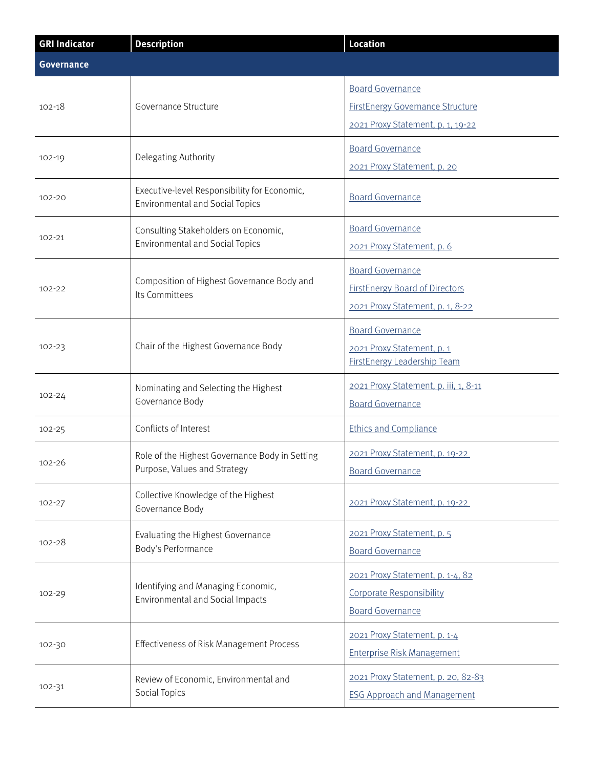| GRI Indicator | Description | Location |
|---|---|---|
| **Governance** | | |
| 102-18 | Governance Structure | Board Governance<br>FirstEnergy Governance Structure<br>2021 Proxy Statement, p. 1, 19-22 |
| 102-19 | Delegating Authority | Board Governance<br>2021 Proxy Statement, p. 20 |
| 102-20 | Executive-level Responsibility for Economic, Environmental and Social Topics | Board Governance |
| 102-21 | Consulting Stakeholders on Economic, Environmental and Social Topics | Board Governance<br>2021 Proxy Statement, p. 6 |
| 102-22 | Composition of Highest Governance Body and Its Committees | Board Governance<br>FirstEnergy Board of Directors<br>2021 Proxy Statement, p. 1, 8-22 |
| 102-23 | Chair of the Highest Governance Body | Board Governance<br>2021 Proxy Statement, p. 1<br>FirstEnergy Leadership Team |
| 102-24 | Nominating and Selecting the Highest Governance Body | 2021 Proxy Statement, p. iii, 1, 8-11<br>Board Governance |
| 102-25 | Conflicts of Interest | Ethics and Compliance |
| 102-26 | Role of the Highest Governance Body in Setting Purpose, Values and Strategy | 2021 Proxy Statement, p. 19-22<br>Board Governance |
| 102-27 | Collective Knowledge of the Highest Governance Body | 2021 Proxy Statement, p. 19-22 |
| 102-28 | Evaluating the Highest Governance Body's Performance | 2021 Proxy Statement, p. 5<br>Board Governance |
| 102-29 | Identifying and Managing Economic, Environmental and Social Impacts | 2021 Proxy Statement, p. 1-4, 82<br>Corporate Responsibility<br>Board Governance |
| 102-30 | Effectiveness of Risk Management Process | 2021 Proxy Statement, p. 1-4<br>Enterprise Risk Management |
| 102-31 | Review of Economic, Environmental and Social Topics | 2021 Proxy Statement, p. 20, 82-83<br>ESG Approach and Management |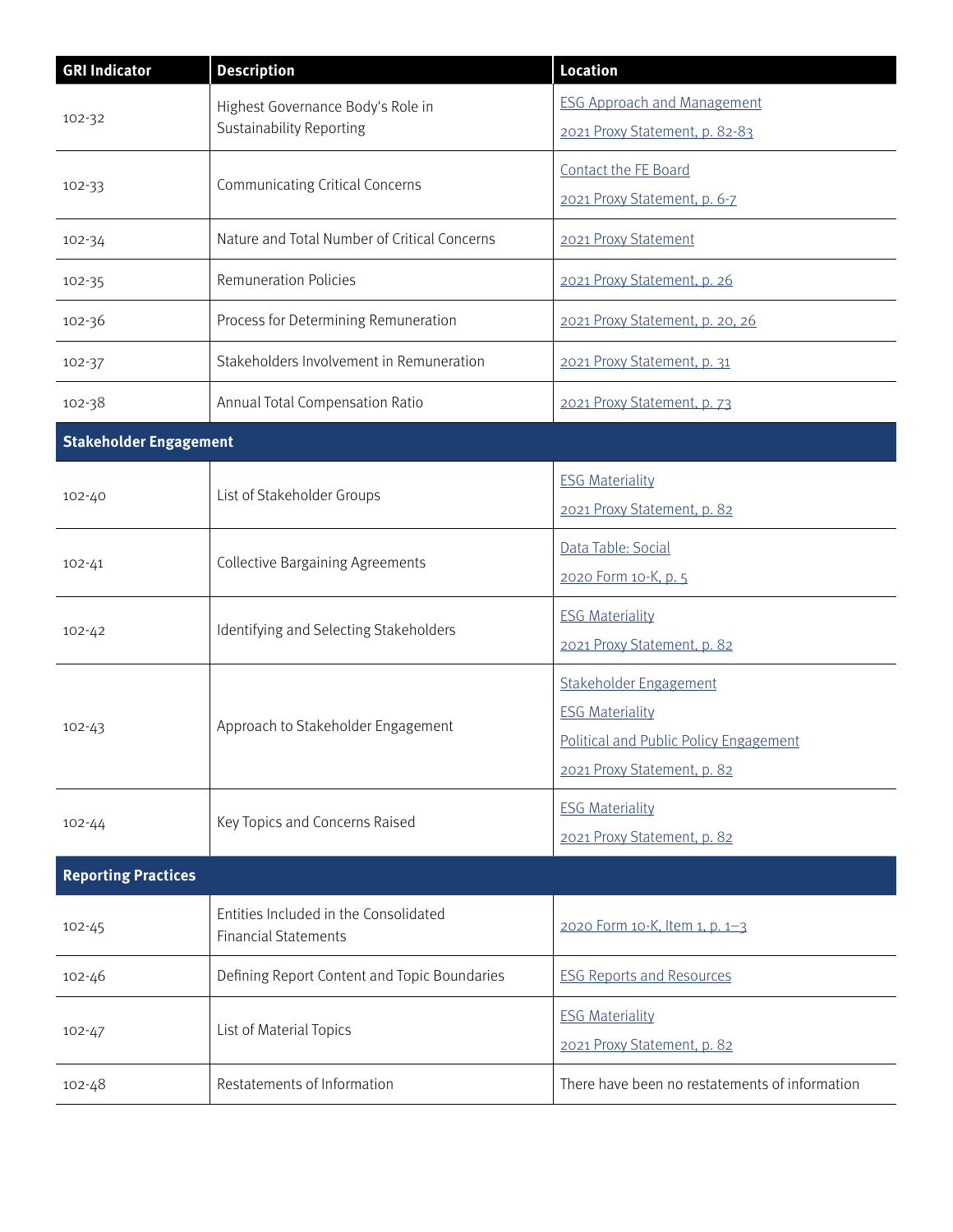| GRI Indicator | Description | Location |
| --- | --- | --- |
| 102-32 | Highest Governance Body's Role in Sustainability Reporting | ESG Approach and Management<br>2021 Proxy Statement, p. 82-83 |
| 102-33 | Communicating Critical Concerns | Contact the FE Board<br>2021 Proxy Statement, p. 6-7 |
| 102-34 | Nature and Total Number of Critical Concerns | 2021 Proxy Statement |
| 102-35 | Remuneration Policies | 2021 Proxy Statement, p. 26 |
| 102-36 | Process for Determining Remuneration | 2021 Proxy Statement, p. 20, 26 |
| 102-37 | Stakeholders Involvement in Remuneration | 2021 Proxy Statement, p. 31 |
| 102-38 | Annual Total Compensation Ratio | 2021 Proxy Statement, p. 73 |
| **Stakeholder Engagement** | | |
| 102-40 | List of Stakeholder Groups | ESG Materiality<br>2021 Proxy Statement, p. 82 |
| 102-41 | Collective Bargaining Agreements | Data Table: Social<br>2020 Form 10-K, p. 5 |
| 102-42 | Identifying and Selecting Stakeholders | ESG Materiality<br>2021 Proxy Statement, p. 82 |
| 102-43 | Approach to Stakeholder Engagement | Stakeholder Engagement<br>ESG Materiality<br>Political and Public Policy Engagement<br>2021 Proxy Statement, p. 82 |
| 102-44 | Key Topics and Concerns Raised | ESG Materiality<br>2021 Proxy Statement, p. 82 |
| **Reporting Practices** | | |
| 102-45 | Entities Included in the Consolidated Financial Statements | 2020 Form 10-K, Item 1, p. 1–3 |
| 102-46 | Defining Report Content and Topic Boundaries | ESG Reports and Resources |
| 102-47 | List of Material Topics | ESG Materiality<br>2021 Proxy Statement, p. 82 |
| 102-48 | Restatements of Information | There have been no restatements of information |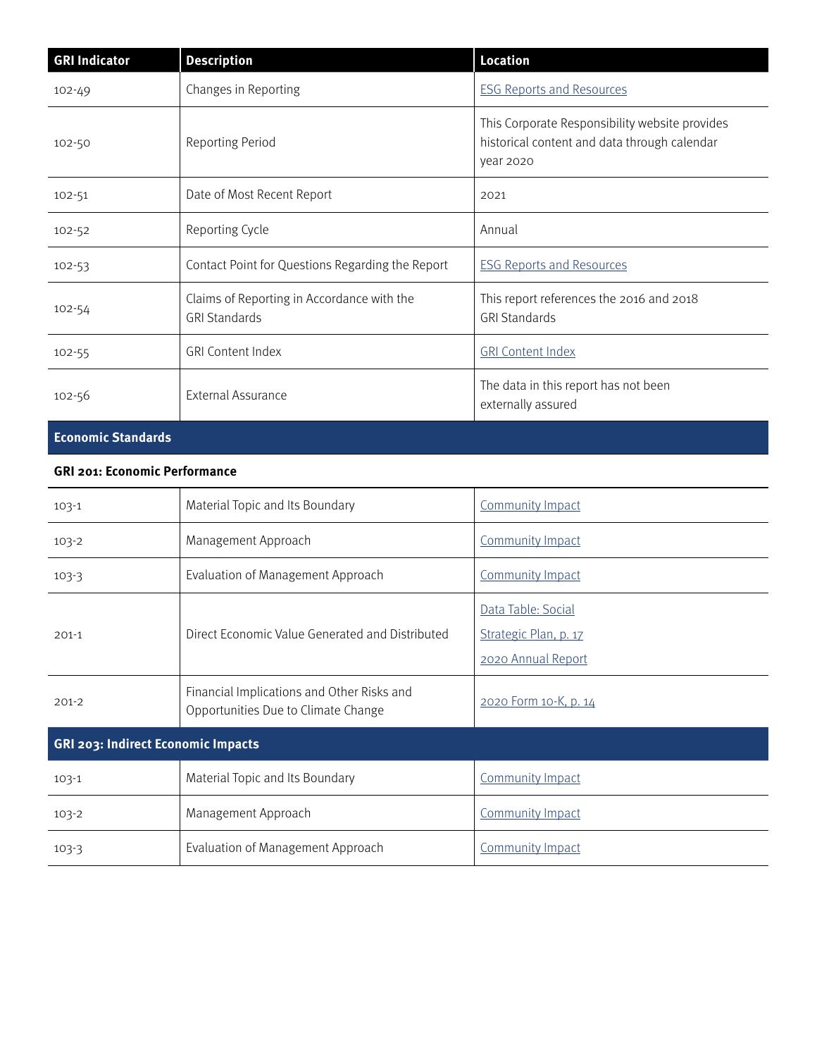| GRI Indicator | Description | Location |
|---|---|---|
| 102-49 | Changes in Reporting | ESG Reports and Resources |
| 102-50 | Reporting Period | This Corporate Responsibility website provides historical content and data through calendar year 2020 |
| 102-51 | Date of Most Recent Report | 2021 |
| 102-52 | Reporting Cycle | Annual |
| 102-53 | Contact Point for Questions Regarding the Report | ESG Reports and Resources |
| 102-54 | Claims of Reporting in Accordance with the GRI Standards | This report references the 2016 and 2018 GRI Standards |
| 102-55 | GRI Content Index | GRI Content Index |
| 102-56 | External Assurance | The data in this report has not been externally assured |
| **Economic Standards** | | |
| **GRI 201: Economic Performance** | | |
| 103-1 | Material Topic and Its Boundary | Community Impact |
| 103-2 | Management Approach | Community Impact |
| 103-3 | Evaluation of Management Approach | Community Impact |
| 201-1 | Direct Economic Value Generated and Distributed | Data Table: Social<br>Strategic Plan, p. 17<br>2020 Annual Report |
| 201-2 | Financial Implications and Other Risks and Opportunities Due to Climate Change | 2020 Form 10-K, p. 14 |
| **GRI 203: Indirect Economic Impacts** | | |
| 103-1 | Material Topic and Its Boundary | Community Impact |
| 103-2 | Management Approach | Community Impact |
| 103-3 | Evaluation of Management Approach | Community Impact |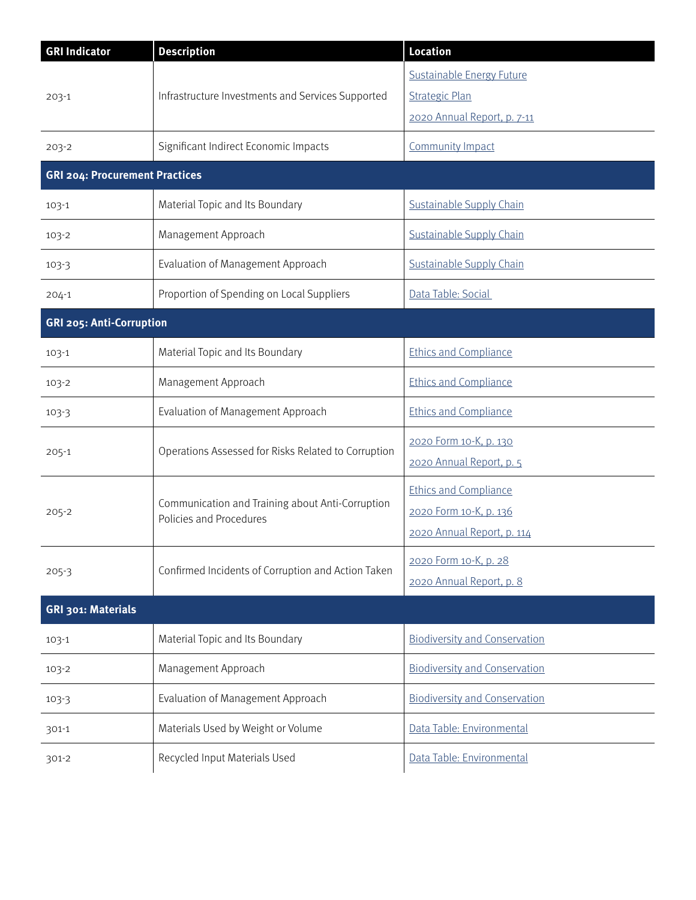| GRI Indicator | Description | Location |
|---|---|---|
| 203-1 | Infrastructure Investments and Services Supported | Sustainable Energy Future<br>Strategic Plan<br>2020 Annual Report, p. 7-11 |
| 203-2 | Significant Indirect Economic Impacts | Community Impact |
| **GRI 204: Procurement Practices** | | |
| 103-1 | Material Topic and Its Boundary | Sustainable Supply Chain |
| 103-2 | Management Approach | Sustainable Supply Chain |
| 103-3 | Evaluation of Management Approach | Sustainable Supply Chain |
| 204-1 | Proportion of Spending on Local Suppliers | Data Table: Social |
| **GRI 205: Anti-Corruption** | | |
| 103-1 | Material Topic and Its Boundary | Ethics and Compliance |
| 103-2 | Management Approach | Ethics and Compliance |
| 103-3 | Evaluation of Management Approach | Ethics and Compliance |
| 205-1 | Operations Assessed for Risks Related to Corruption | 2020 Form 10-K, p. 130<br>2020 Annual Report, p. 5 |
| 205-2 | Communication and Training about Anti-Corruption Policies and Procedures | Ethics and Compliance<br>2020 Form 10-K, p. 136<br>2020 Annual Report, p. 114 |
| 205-3 | Confirmed Incidents of Corruption and Action Taken | 2020 Form 10-K, p. 28<br>2020 Annual Report, p. 8 |
| **GRI 301: Materials** | | |
| 103-1 | Material Topic and Its Boundary | Biodiversity and Conservation |
| 103-2 | Management Approach | Biodiversity and Conservation |
| 103-3 | Evaluation of Management Approach | Biodiversity and Conservation |
| 301-1 | Materials Used by Weight or Volume | Data Table: Environmental |
| 301-2 | Recycled Input Materials Used | Data Table: Environmental |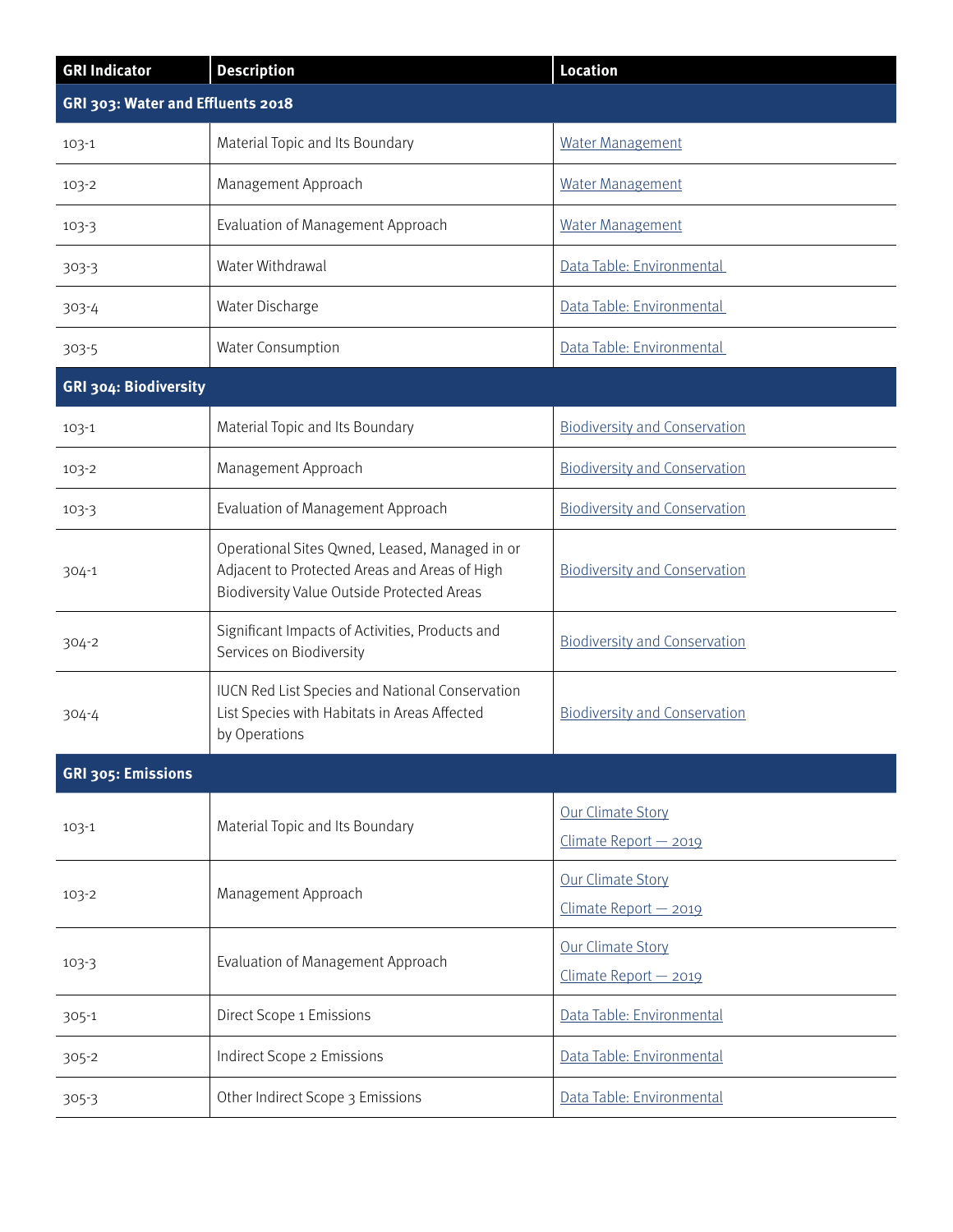| GRI Indicator | Description | Location |
|---|---|---|
| **GRI 303: Water and Effluents 2018** | | |
| 103-1 | Material Topic and Its Boundary | Water Management |
| 103-2 | Management Approach | Water Management |
| 103-3 | Evaluation of Management Approach | Water Management |
| 303-3 | Water Withdrawal | Data Table: Environmental |
| 303-4 | Water Discharge | Data Table: Environmental |
| 303-5 | Water Consumption | Data Table: Environmental |
| **GRI 304: Biodiversity** | | |
| 103-1 | Material Topic and Its Boundary | Biodiversity and Conservation |
| 103-2 | Management Approach | Biodiversity and Conservation |
| 103-3 | Evaluation of Management Approach | Biodiversity and Conservation |
| 304-1 | Operational Sites Qwned, Leased, Managed in or Adjacent to Protected Areas and Areas of High Biodiversity Value Outside Protected Areas | Biodiversity and Conservation |
| 304-2 | Significant Impacts of Activities, Products and Services on Biodiversity | Biodiversity and Conservation |
| 304-4 | IUCN Red List Species and National Conservation List Species with Habitats in Areas Affected by Operations | Biodiversity and Conservation |
| **GRI 305: Emissions** | | |
| 103-1 | Material Topic and Its Boundary | Our Climate Story<br>Climate Report — 2019 |
| 103-2 | Management Approach | Our Climate Story<br>Climate Report — 2019 |
| 103-3 | Evaluation of Management Approach | Our Climate Story<br>Climate Report — 2019 |
| 305-1 | Direct Scope 1 Emissions | Data Table: Environmental |
| 305-2 | Indirect Scope 2 Emissions | Data Table: Environmental |
| 305-3 | Other Indirect Scope 3 Emissions | Data Table: Environmental |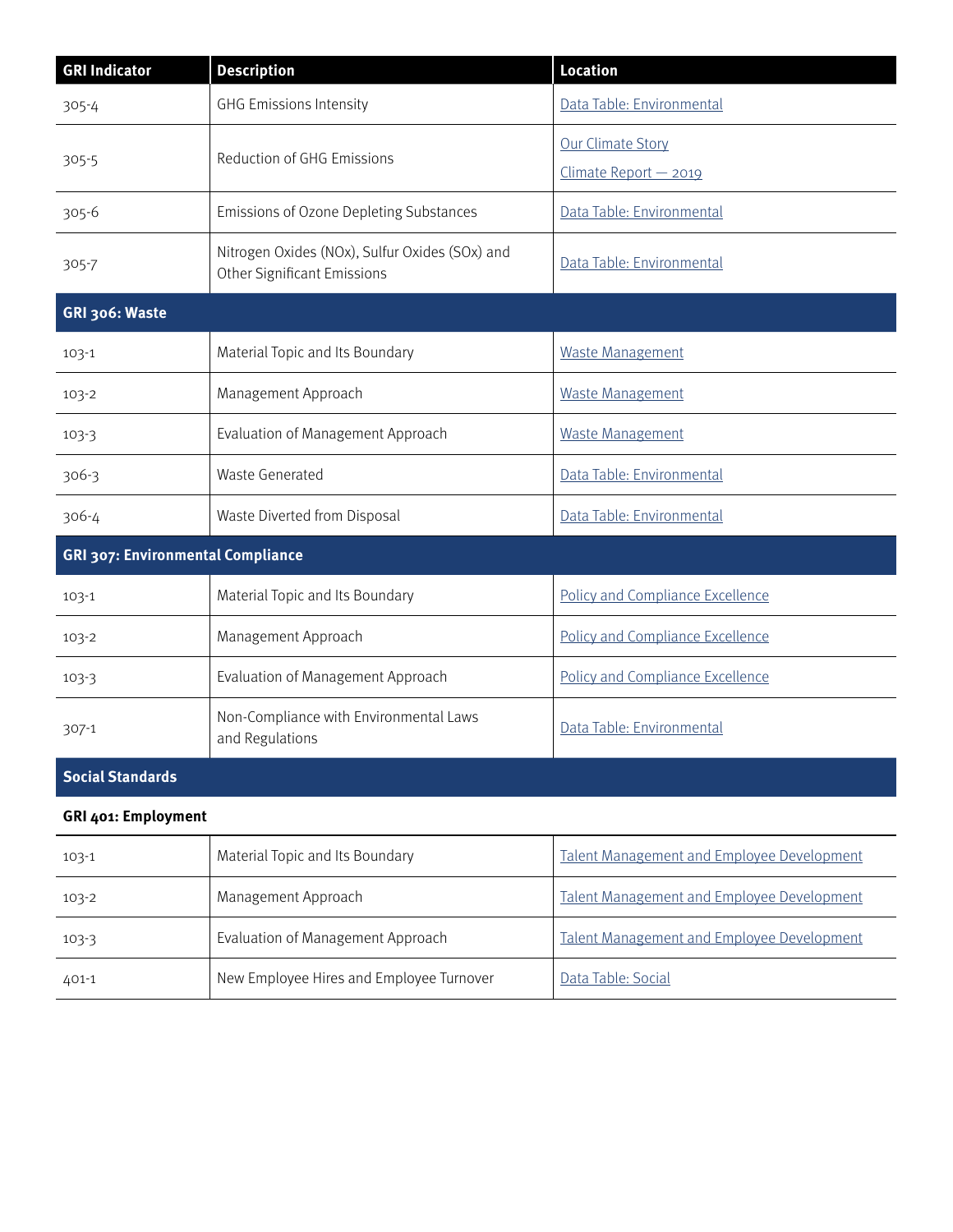| GRI Indicator | Description | Location |
| --- | --- | --- |
| 305-4 | GHG Emissions Intensity | Data Table: Environmental |
| 305-5 | Reduction of GHG Emissions | Our Climate Story<br>Climate Report — 2019 |
| 305-6 | Emissions of Ozone Depleting Substances | Data Table: Environmental |
| 305-7 | Nitrogen Oxides (NOx), Sulfur Oxides (SOx) and Other Significant Emissions | Data Table: Environmental |
| **GRI 306: Waste** | | |
| 103-1 | Material Topic and Its Boundary | Waste Management |
| 103-2 | Management Approach | Waste Management |
| 103-3 | Evaluation of Management Approach | Waste Management |
| 306-3 | Waste Generated | Data Table: Environmental |
| 306-4 | Waste Diverted from Disposal | Data Table: Environmental |
| **GRI 307: Environmental Compliance** | | |
| 103-1 | Material Topic and Its Boundary | Policy and Compliance Excellence |
| 103-2 | Management Approach | Policy and Compliance Excellence |
| 103-3 | Evaluation of Management Approach | Policy and Compliance Excellence |
| 307-1 | Non-Compliance with Environmental Laws and Regulations | Data Table: Environmental |
| **Social Standards** | | |
| **GRI 401: Employment** | | |
| 103-1 | Material Topic and Its Boundary | Talent Management and Employee Development |
| 103-2 | Management Approach | Talent Management and Employee Development |
| 103-3 | Evaluation of Management Approach | Talent Management and Employee Development |
| 401-1 | New Employee Hires and Employee Turnover | Data Table: Social |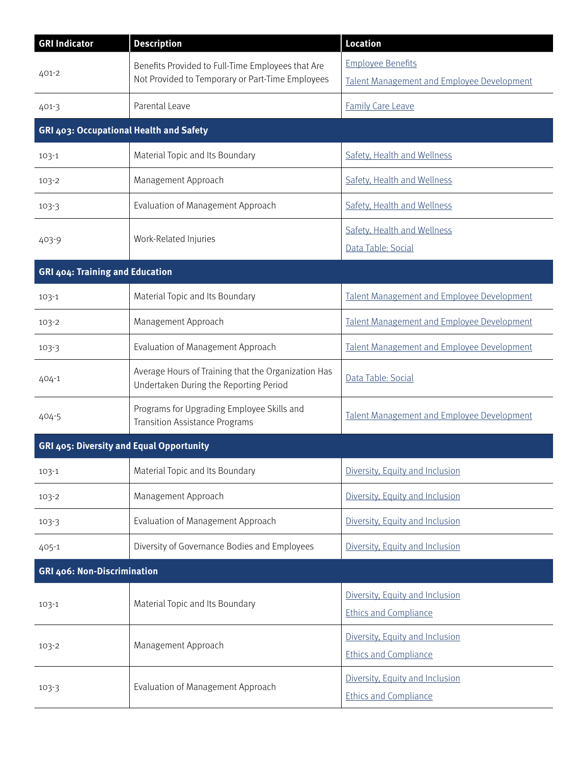| GRI Indicator | Description | Location |
| --- | --- | --- |
| 401-2 | Benefits Provided to Full-Time Employees that Are Not Provided to Temporary or Part-Time Employees | Employee Benefits<br>Talent Management and Employee Development |
| 401-3 | Parental Leave | Family Care Leave |
| **GRI 403: Occupational Health and Safety** | | |
| 103-1 | Material Topic and Its Boundary | Safety, Health and Wellness |
| 103-2 | Management Approach | Safety, Health and Wellness |
| 103-3 | Evaluation of Management Approach | Safety, Health and Wellness |
| 403-9 | Work-Related Injuries | Safety, Health and Wellness<br>Data Table: Social |
| **GRI 404: Training and Education** | | |
| 103-1 | Material Topic and Its Boundary | Talent Management and Employee Development |
| 103-2 | Management Approach | Talent Management and Employee Development |
| 103-3 | Evaluation of Management Approach | Talent Management and Employee Development |
| 404-1 | Average Hours of Training that the Organization Has Undertaken During the Reporting Period | Data Table: Social |
| 404-5 | Programs for Upgrading Employee Skills and Transition Assistance Programs | Talent Management and Employee Development |
| **GRI 405: Diversity and Equal Opportunity** | | |
| 103-1 | Material Topic and Its Boundary | Diversity, Equity and Inclusion |
| 103-2 | Management Approach | Diversity, Equity and Inclusion |
| 103-3 | Evaluation of Management Approach | Diversity, Equity and Inclusion |
| 405-1 | Diversity of Governance Bodies and Employees | Diversity, Equity and Inclusion |
| **GRI 406: Non-Discrimination** | | |
| 103-1 | Material Topic and Its Boundary | Diversity, Equity and Inclusion<br>Ethics and Compliance |
| 103-2 | Management Approach | Diversity, Equity and Inclusion<br>Ethics and Compliance |
| 103-3 | Evaluation of Management Approach | Diversity, Equity and Inclusion<br>Ethics and Compliance |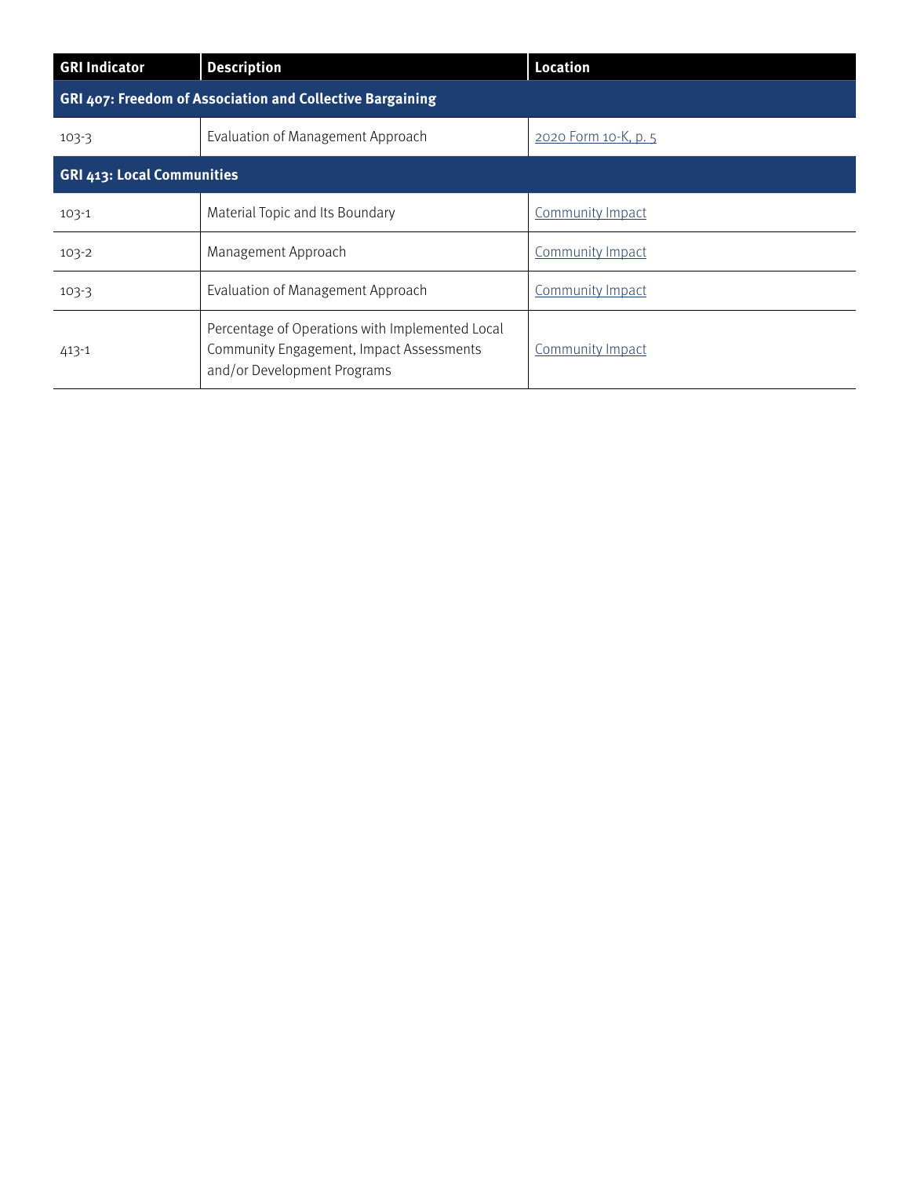| GRI Indicator | Description | Location |
|---|---|---|
| **GRI 407: Freedom of Association and Collective Bargaining** | | |
| 103-3 | Evaluation of Management Approach | 2020 Form 10-K, p. 5 |
| **GRI 413: Local Communities** | | |
| 103-1 | Material Topic and Its Boundary | Community Impact |
| 103-2 | Management Approach | Community Impact |
| 103-3 | Evaluation of Management Approach | Community Impact |
| 413-1 | Percentage of Operations with Implemented Local Community Engagement, Impact Assessments and/or Development Programs | Community Impact |